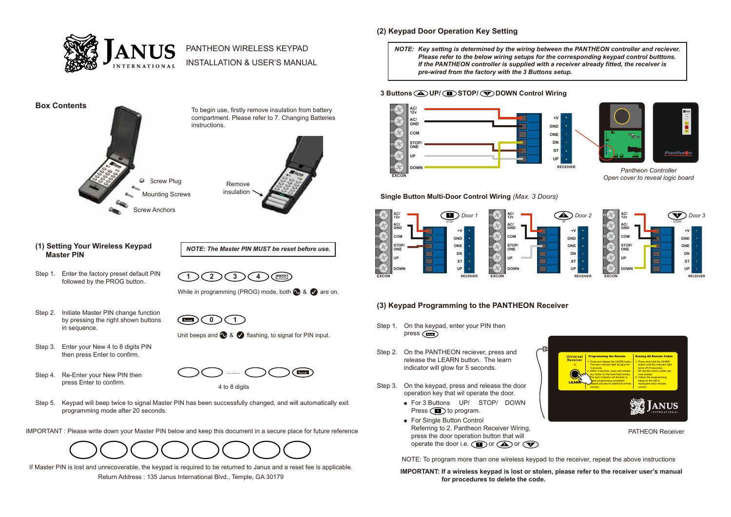# JANUS INTERNATIONAL

PANTHEON WIRELESS KEYPAD
INSTALLATION & USER'S MANUAL

## Box Contents

To begin use, firstly remove insulation from battery compartment. Please refer to 7. Changing Batteries instructions.

Screw Plug

Mounting Screws

Screw Anchors

Remove insulation

## (1) Setting Your Wireless Keypad Master PIN

***NOTE: The Master PIN MUST be reset before use.***

Step 1. Enter the factory preset default PIN followed by the PROG button.

1 2 3 4 PROG

While in programming (PROG) mode, both & are on.

Step 2. Initiate Master PIN change function by pressing the right shown buttons in sequence.

0 1

Unit beeps and & flashing, to signal for PIN input.

Step 3. Enter your New 4 to 8 digits PIN then press Enter to confirm.

Step 4. Re-Enter your New PIN then press Enter to confirm.

4 to 8 digits

Step 5. Keypad will beep twice to signal Master PIN has been successfully changed, and will automatically exit programming mode after 20 seconds.

IMPORTANT : Please write down your Master PIN below and keep this document in a secure place for future reference

If Master PIN is lost and unrecoverable, the keypad is required to be returned to Janus and a reset fee is applicable.
Return Address : 135 Janus International Blvd., Temple, GA 30179

## (2) Keypad Door Operation Key Setting

***NOTE: Key setting is determined by the wiring between the PANTHEON controller and reciever. Please refer to the below wiring setups for the corresponding keypad control butttons. If the PANTHEON controller is supplied with a receiver already fitted, the receiver is pre-wired from the factory with the 3 Buttons setup.***

### 3 Buttons UP/ STOP/ DOWN Control Wiring

EXCON: AC/12v, AC/GND, COM, STOP/ONE, UP, DOWN

RECEIVER: +V, GND, ONE, DN, ST, UP

*Pantheon Controller*
*Open cover to reveal logic board*

### Single Button Multi-Door Control Wiring *(Max. 3 Doors)*

Door 1 (STOP) — Door 2 (UP) — Door 3 (DOWN)

EXCON: AC/12v, AC/GND, COM, STOP/ONE, UP, DOWN

RECEIVER: +V, GND, ONE, DN, ST, UP

## (3) Keypad Programming to the PANTHEON Receiver

Step 1. On the keypad, enter your PIN then press

Step 2. On the PANTHEON reciever, press and release the LEARN button. The learn indicator will glow for 5 seconds.

Step 3. On the keypad, press and release the door operation key that wil operate the door.

- For 3 Buttons UP/ STOP/ DOWN Press 1 to program.
- For Single Button Control Referring to 2. Pantheon Receiver Wiring, press the door operation button that will operate the door i.e. 1 or 2 or 3

PATHEON Receiver

NOTE: To program more than one wireless keypad to the receiver, repeat the above instructions

**IMPORTANT: If a wireless keypad is lost or stolen, please refer to the receiver user's manual for procedures to delete the code.**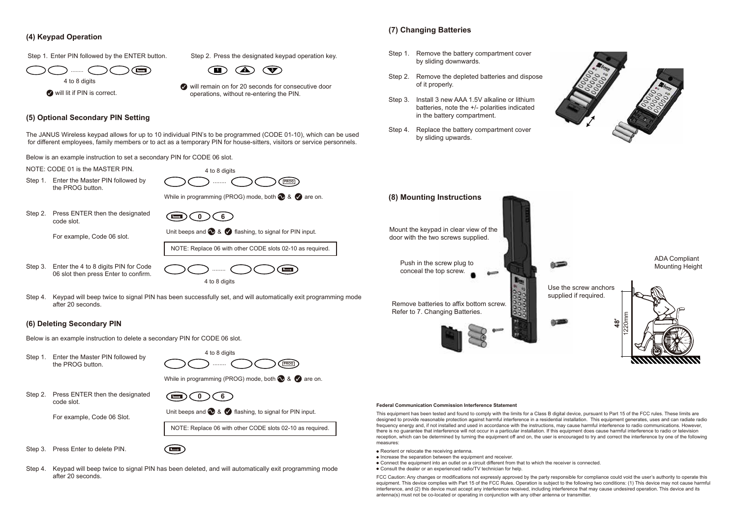## (4) Keypad Operation

Step 1. Enter PIN followed by the ENTER button.

........

4 to 8 digits

will lit if PIN is correct.

Step 2. Press the designated keypad operation key.

1 2 3

will remain on for 20 seconds for consecutive door operations, without re-entering the PIN.

## (5) Optional Secondary PIN Setting

The JANUS Wireless keypad allows for up to 10 individual PIN's to be programmed (CODE 01-10), which can be used for different employees, family members or to act as a temporary PIN for house-sitters, visitors or service personnels.

Below is an example instruction to set a secondary PIN for CODE 06 slot.

NOTE: CODE 01 is the MASTER PIN.

Step 1. Enter the Master PIN followed by the PROG button.

4 to 8 digits

........ PROG

While in programming (PROG) mode, both & are on.

Step 2. Press ENTER then the designated code slot.

For example, Code 06 slot.

0 6

Unit beeps and & flashing, to signal for PIN input.

NOTE: Replace 06 with other CODE slots 02-10 as required.

Step 3. Enter the 4 to 8 digits PIN for Code 06 slot then press Enter to confirm.

........

4 to 8 digits

Step 4. Keypad will beep twice to signal PIN has been successfully set, and will automatically exit programming mode after 20 seconds.

## (6) Deleting Secondary PIN

Below is an example instruction to delete a secondary PIN for CODE 06 slot.

Step 1. Enter the Master PIN followed by the PROG button.

4 to 8 digits

........ PROG

While in programming (PROG) mode, both & are on.

Step 2. Press ENTER then the designated code slot.

For example, Code 06 Slot.

0 6

Unit beeps and & flashing, to signal for PIN input.

NOTE: Replace 06 with other CODE slots 02-10 as required.

Step 3. Press Enter to delete PIN.

Step 4. Keypad will beep twice to signal PIN has been deleted, and will automatically exit programming mode after 20 seconds.

## (7) Changing Batteries

Step 1. Remove the battery compartment cover by sliding downwards.

Step 2. Remove the depleted batteries and dispose of it properly.

Step 3. Install 3 new AAA 1.5V alkaline or lithium batteries, note the +/- polarities indicated in the battery compartment.

Step 4. Replace the battery compartment cover by sliding upwards.

## (8) Mounting Instructions

Mount the keypad in clear view of the door with the two screws supplied.

Push in the screw plug to conceal the top screw.

Use the screw anchors supplied if required.

Remove batteries to affix bottom screw. Refer to 7. Changing Batteries.

ADA Compliant Mounting Height

48"

1220mm

#### Federal Communication Commission Interference Statement

This equipment has been tested and found to comply with the limits for a Class B digital device, pursuant to Part 15 of the FCC rules. These limits are designed to provide reasonable protection against harmful interference in a residential installation. This equipment generates, uses and can radiate radio frequency energy and, if not installed and used in accordance with the instructions, may cause harmful interference to radio communications. However, there is no guarantee that interference will not occur in a particular installation. If this equipment does cause harmful interference to radio or television reception, which can be determined by turning the equipment off and on, the user is encouraged to try and correct the interference by one of the following measures:

- Reorient or relocate the receiving antenna.
- Increase the separation between the equipment and receiver.
- Connect the equipment into an outlet on a circuit different from that to which the receiver is connected.
- Consult the dealer or an experienced radio/TV technician for help.

FCC Caution: Any changes or modifications not expressly approved by the party responsible for compliance could void the user's authority to operate this equipment. This device complies with Part 15 of the FCC Rules. Operation is subject to the following two conditions: (1) This device may not cause harmful interference, and (2) this device must accept any interference received, including interference that may cause undesired operation. This device and its antenna(s) must not be co-located or operating in conjunction with any other antenna or transmitter.